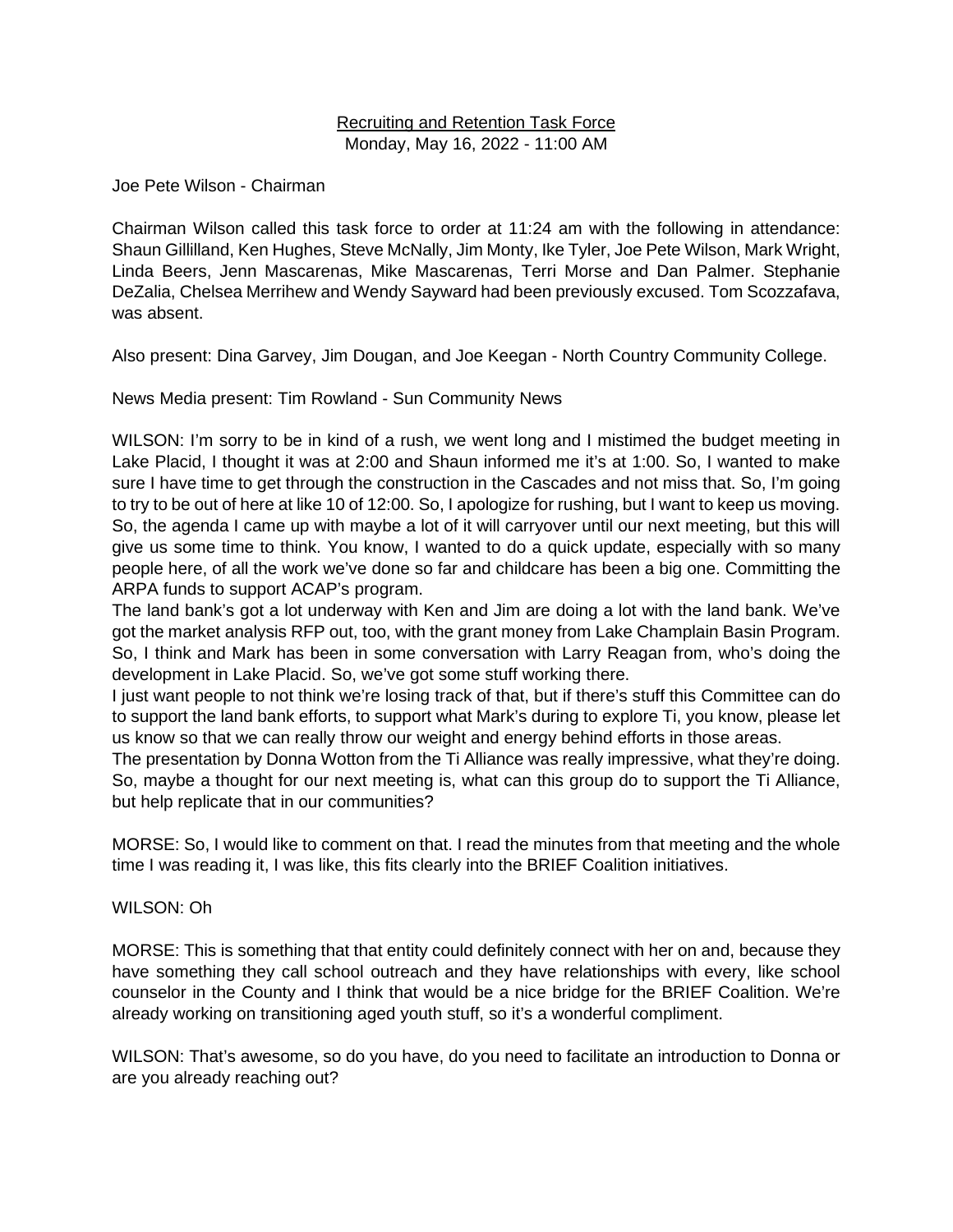<u>Recruiting and Retention Task Force</u>
Monday, May 16, 2022 - 11:00 AM

Joe Pete Wilson - Chairman

Chairman Wilson called this task force to order at 11:24 am with the following in attendance: Shaun Gillilland, Ken Hughes, Steve McNally, Jim Monty, Ike Tyler, Joe Pete Wilson, Mark Wright, Linda Beers, Jenn Mascarenas, Mike Mascarenas, Terri Morse and Dan Palmer. Stephanie DeZalia, Chelsea Merrihew and Wendy Sayward had been previously excused. Tom Scozzafava, was absent.

Also present: Dina Garvey, Jim Dougan, and Joe Keegan - North Country Community College.

News Media present: Tim Rowland - Sun Community News

WILSON: I'm sorry to be in kind of a rush, we went long and I mistimed the budget meeting in Lake Placid, I thought it was at 2:00 and Shaun informed me it's at 1:00. So, I wanted to make sure I have time to get through the construction in the Cascades and not miss that. So, I'm going to try to be out of here at like 10 of 12:00. So, I apologize for rushing, but I want to keep us moving. So, the agenda I came up with maybe a lot of it will carryover until our next meeting, but this will give us some time to think. You know, I wanted to do a quick update, especially with so many people here, of all the work we've done so far and childcare has been a big one. Committing the ARPA funds to support ACAP's program.
The land bank's got a lot underway with Ken and Jim are doing a lot with the land bank. We've got the market analysis RFP out, too, with the grant money from Lake Champlain Basin Program. So, I think and Mark has been in some conversation with Larry Reagan from, who's doing the development in Lake Placid. So, we've got some stuff working there.
I just want people to not think we're losing track of that, but if there's stuff this Committee can do to support the land bank efforts, to support what Mark's during to explore Ti, you know, please let us know so that we can really throw our weight and energy behind efforts in those areas.
The presentation by Donna Wotton from the Ti Alliance was really impressive, what they're doing. So, maybe a thought for our next meeting is, what can this group do to support the Ti Alliance, but help replicate that in our communities?

MORSE: So, I would like to comment on that. I read the minutes from that meeting and the whole time I was reading it, I was like, this fits clearly into the BRIEF Coalition initiatives.

WILSON: Oh

MORSE: This is something that that entity could definitely connect with her on and, because they have something they call school outreach and they have relationships with every, like school counselor in the County and I think that would be a nice bridge for the BRIEF Coalition. We're already working on transitioning aged youth stuff, so it's a wonderful compliment.

WILSON: That's awesome, so do you have, do you need to facilitate an introduction to Donna or are you already reaching out?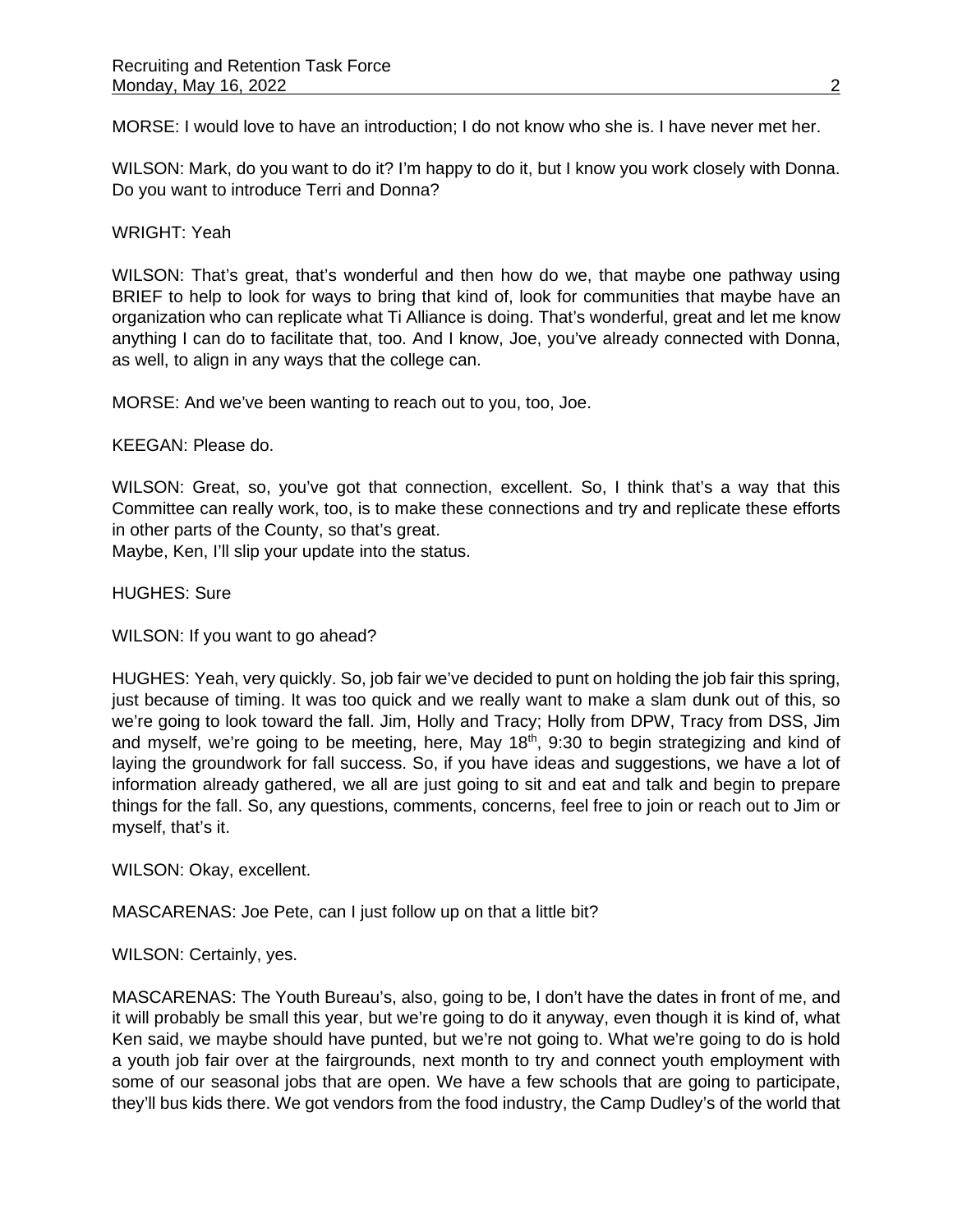MORSE: I would love to have an introduction; I do not know who she is. I have never met her.

WILSON: Mark, do you want to do it? I'm happy to do it, but I know you work closely with Donna. Do you want to introduce Terri and Donna?

WRIGHT: Yeah

WILSON: That's great, that's wonderful and then how do we, that maybe one pathway using BRIEF to help to look for ways to bring that kind of, look for communities that maybe have an organization who can replicate what Ti Alliance is doing. That's wonderful, great and let me know anything I can do to facilitate that, too. And I know, Joe, you've already connected with Donna, as well, to align in any ways that the college can.

MORSE: And we've been wanting to reach out to you, too, Joe.

KEEGAN: Please do.

WILSON: Great, so, you've got that connection, excellent. So, I think that's a way that this Committee can really work, too, is to make these connections and try and replicate these efforts in other parts of the County, so that's great.
Maybe, Ken, I'll slip your update into the status.

HUGHES: Sure

WILSON: If you want to go ahead?

HUGHES: Yeah, very quickly. So, job fair we've decided to punt on holding the job fair this spring, just because of timing. It was too quick and we really want to make a slam dunk out of this, so we're going to look toward the fall. Jim, Holly and Tracy; Holly from DPW, Tracy from DSS, Jim and myself, we're going to be meeting, here, May 18th, 9:30 to begin strategizing and kind of laying the groundwork for fall success. So, if you have ideas and suggestions, we have a lot of information already gathered, we all are just going to sit and eat and talk and begin to prepare things for the fall. So, any questions, comments, concerns, feel free to join or reach out to Jim or myself, that's it.

WILSON: Okay, excellent.

MASCARENAS: Joe Pete, can I just follow up on that a little bit?

WILSON: Certainly, yes.

MASCARENAS: The Youth Bureau's, also, going to be, I don't have the dates in front of me, and it will probably be small this year, but we're going to do it anyway, even though it is kind of, what Ken said, we maybe should have punted, but we're not going to. What we're going to do is hold a youth job fair over at the fairgrounds, next month to try and connect youth employment with some of our seasonal jobs that are open. We have a few schools that are going to participate, they'll bus kids there. We got vendors from the food industry, the Camp Dudley's of the world that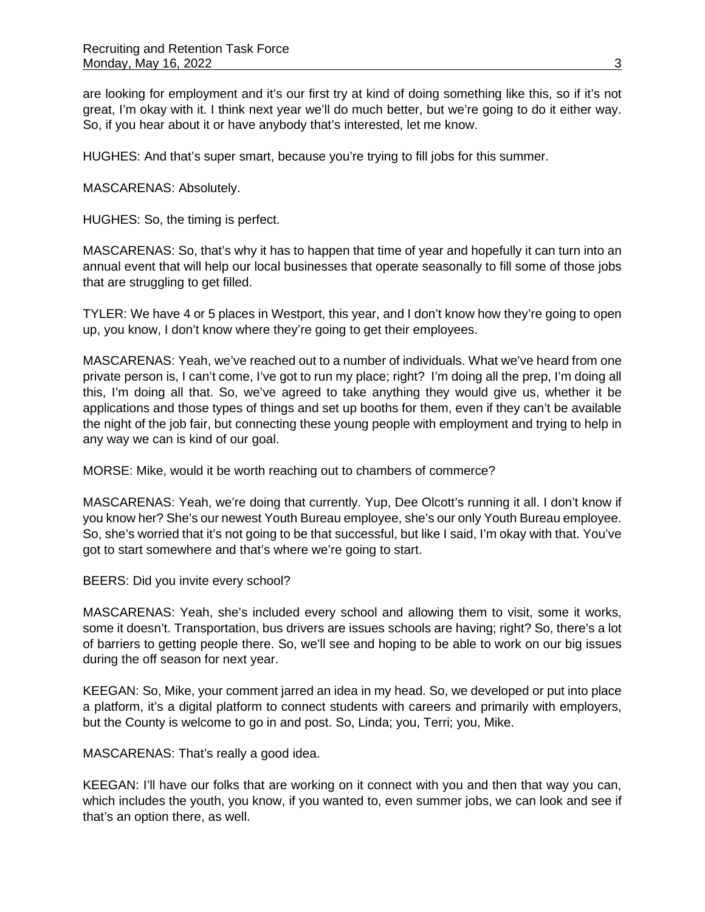are looking for employment and it's our first try at kind of doing something like this, so if it's not great, I'm okay with it. I think next year we'll do much better, but we're going to do it either way. So, if you hear about it or have anybody that's interested, let me know.

HUGHES: And that's super smart, because you're trying to fill jobs for this summer.

MASCARENAS: Absolutely.

HUGHES: So, the timing is perfect.

MASCARENAS: So, that's why it has to happen that time of year and hopefully it can turn into an annual event that will help our local businesses that operate seasonally to fill some of those jobs that are struggling to get filled.

TYLER: We have 4 or 5 places in Westport, this year, and I don't know how they're going to open up, you know, I don't know where they're going to get their employees.

MASCARENAS: Yeah, we've reached out to a number of individuals. What we've heard from one private person is, I can't come, I've got to run my place; right? I'm doing all the prep, I'm doing all this, I'm doing all that. So, we've agreed to take anything they would give us, whether it be applications and those types of things and set up booths for them, even if they can't be available the night of the job fair, but connecting these young people with employment and trying to help in any way we can is kind of our goal.

MORSE: Mike, would it be worth reaching out to chambers of commerce?

MASCARENAS: Yeah, we're doing that currently. Yup, Dee Olcott's running it all. I don't know if you know her? She's our newest Youth Bureau employee, she's our only Youth Bureau employee. So, she's worried that it's not going to be that successful, but like I said, I'm okay with that. You've got to start somewhere and that's where we're going to start.

BEERS: Did you invite every school?

MASCARENAS: Yeah, she's included every school and allowing them to visit, some it works, some it doesn't. Transportation, bus drivers are issues schools are having; right? So, there's a lot of barriers to getting people there. So, we'll see and hoping to be able to work on our big issues during the off season for next year.

KEEGAN: So, Mike, your comment jarred an idea in my head. So, we developed or put into place a platform, it's a digital platform to connect students with careers and primarily with employers, but the County is welcome to go in and post. So, Linda; you, Terri; you, Mike.

MASCARENAS: That's really a good idea.

KEEGAN: I'll have our folks that are working on it connect with you and then that way you can, which includes the youth, you know, if you wanted to, even summer jobs, we can look and see if that's an option there, as well.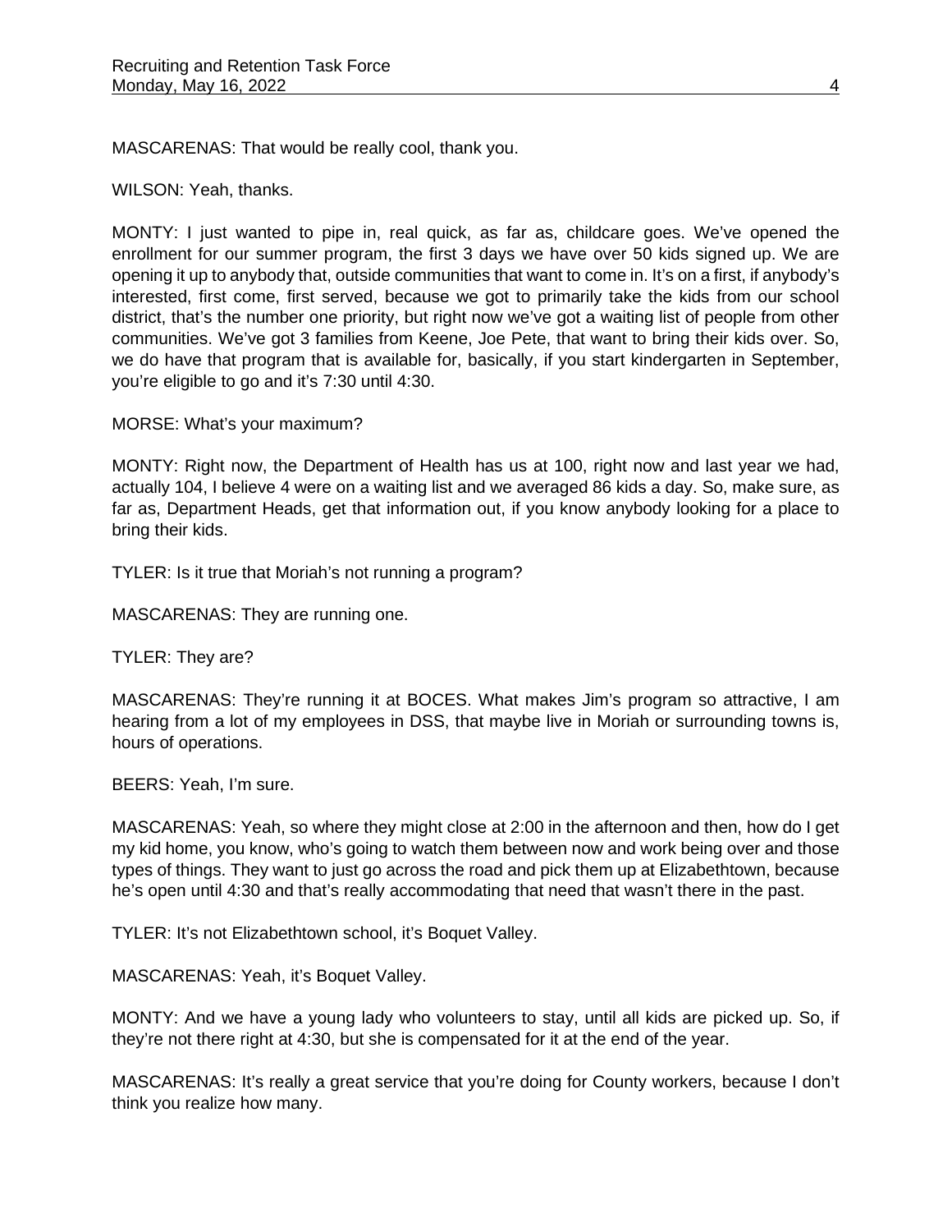MASCARENAS: That would be really cool, thank you.

WILSON: Yeah, thanks.

MONTY: I just wanted to pipe in, real quick, as far as, childcare goes. We've opened the enrollment for our summer program, the first 3 days we have over 50 kids signed up. We are opening it up to anybody that, outside communities that want to come in. It's on a first, if anybody's interested, first come, first served, because we got to primarily take the kids from our school district, that's the number one priority, but right now we've got a waiting list of people from other communities. We've got 3 families from Keene, Joe Pete, that want to bring their kids over. So, we do have that program that is available for, basically, if you start kindergarten in September, you're eligible to go and it's 7:30 until 4:30.

MORSE: What's your maximum?

MONTY: Right now, the Department of Health has us at 100, right now and last year we had, actually 104, I believe 4 were on a waiting list and we averaged 86 kids a day. So, make sure, as far as, Department Heads, get that information out, if you know anybody looking for a place to bring their kids.

TYLER: Is it true that Moriah's not running a program?

MASCARENAS: They are running one.

TYLER: They are?

MASCARENAS: They're running it at BOCES. What makes Jim's program so attractive, I am hearing from a lot of my employees in DSS, that maybe live in Moriah or surrounding towns is, hours of operations.

BEERS: Yeah, I'm sure.

MASCARENAS: Yeah, so where they might close at 2:00 in the afternoon and then, how do I get my kid home, you know, who's going to watch them between now and work being over and those types of things. They want to just go across the road and pick them up at Elizabethtown, because he's open until 4:30 and that's really accommodating that need that wasn't there in the past.

TYLER: It's not Elizabethtown school, it's Boquet Valley.

MASCARENAS: Yeah, it's Boquet Valley.

MONTY: And we have a young lady who volunteers to stay, until all kids are picked up. So, if they're not there right at 4:30, but she is compensated for it at the end of the year.

MASCARENAS: It's really a great service that you're doing for County workers, because I don't think you realize how many.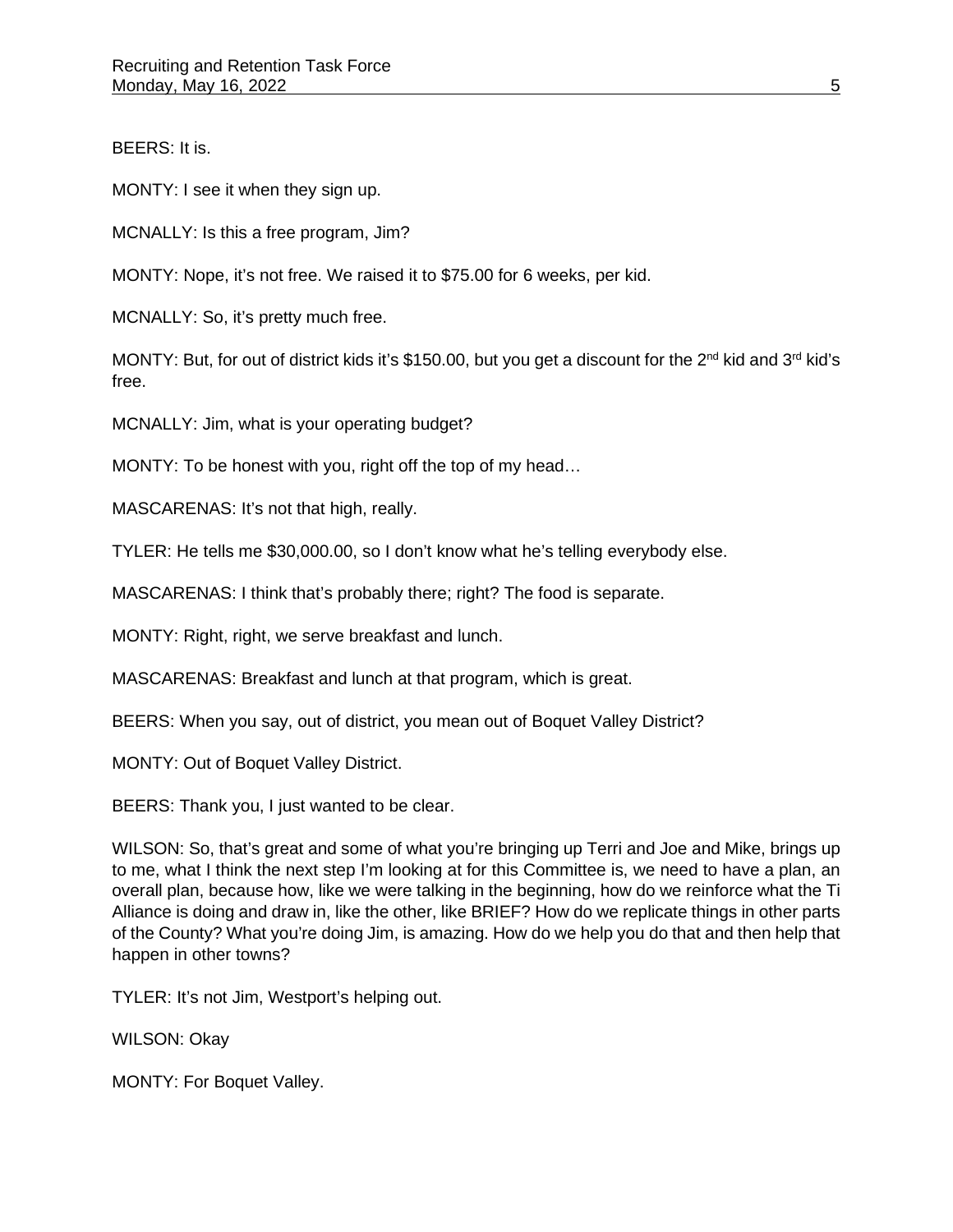BEERS: It is.

MONTY: I see it when they sign up.

MCNALLY: Is this a free program, Jim?

MONTY: Nope, it's not free. We raised it to $75.00 for 6 weeks, per kid.

MCNALLY: So, it's pretty much free.

MONTY: But, for out of district kids it's $150.00, but you get a discount for the 2nd kid and 3rd kid's free.

MCNALLY: Jim, what is your operating budget?

MONTY: To be honest with you, right off the top of my head…

MASCARENAS: It's not that high, really.

TYLER: He tells me $30,000.00, so I don't know what he's telling everybody else.

MASCARENAS: I think that's probably there; right? The food is separate.

MONTY: Right, right, we serve breakfast and lunch.

MASCARENAS: Breakfast and lunch at that program, which is great.

BEERS: When you say, out of district, you mean out of Boquet Valley District?

MONTY: Out of Boquet Valley District.

BEERS: Thank you, I just wanted to be clear.

WILSON: So, that's great and some of what you're bringing up Terri and Joe and Mike, brings up to me, what I think the next step I'm looking at for this Committee is, we need to have a plan, an overall plan, because how, like we were talking in the beginning, how do we reinforce what the Ti Alliance is doing and draw in, like the other, like BRIEF? How do we replicate things in other parts of the County? What you're doing Jim, is amazing. How do we help you do that and then help that happen in other towns?

TYLER: It's not Jim, Westport's helping out.

WILSON: Okay

MONTY: For Boquet Valley.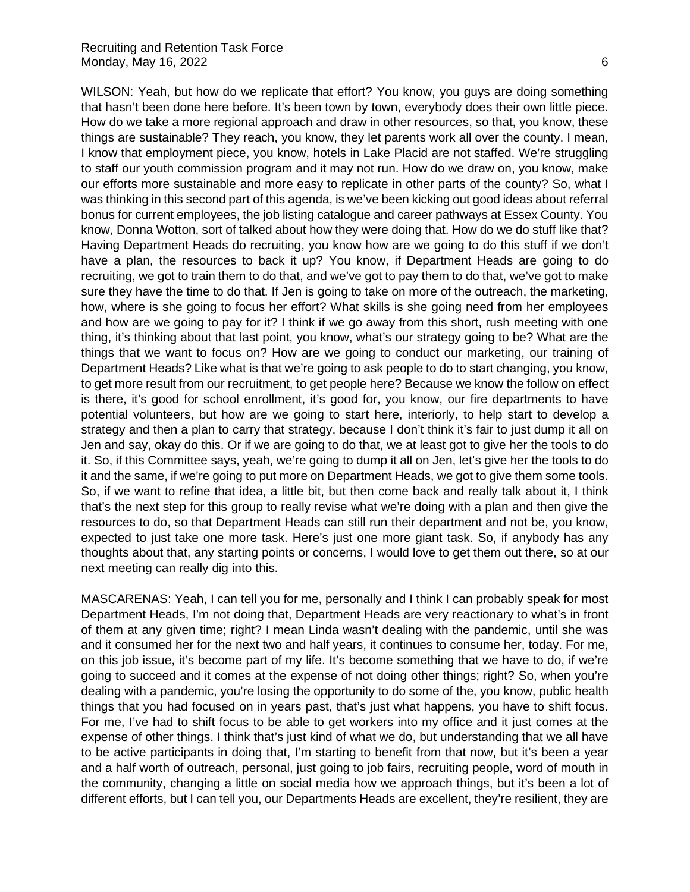WILSON: Yeah, but how do we replicate that effort? You know, you guys are doing something that hasn't been done here before. It's been town by town, everybody does their own little piece. How do we take a more regional approach and draw in other resources, so that, you know, these things are sustainable? They reach, you know, they let parents work all over the county. I mean, I know that employment piece, you know, hotels in Lake Placid are not staffed. We're struggling to staff our youth commission program and it may not run. How do we draw on, you know, make our efforts more sustainable and more easy to replicate in other parts of the county? So, what I was thinking in this second part of this agenda, is we've been kicking out good ideas about referral bonus for current employees, the job listing catalogue and career pathways at Essex County. You know, Donna Wotton, sort of talked about how they were doing that. How do we do stuff like that? Having Department Heads do recruiting, you know how are we going to do this stuff if we don't have a plan, the resources to back it up? You know, if Department Heads are going to do recruiting, we got to train them to do that, and we've got to pay them to do that, we've got to make sure they have the time to do that. If Jen is going to take on more of the outreach, the marketing, how, where is she going to focus her effort? What skills is she going need from her employees and how are we going to pay for it? I think if we go away from this short, rush meeting with one thing, it's thinking about that last point, you know, what's our strategy going to be? What are the things that we want to focus on? How are we going to conduct our marketing, our training of Department Heads? Like what is that we're going to ask people to do to start changing, you know, to get more result from our recruitment, to get people here? Because we know the follow on effect is there, it's good for school enrollment, it's good for, you know, our fire departments to have potential volunteers, but how are we going to start here, interiorly, to help start to develop a strategy and then a plan to carry that strategy, because I don't think it's fair to just dump it all on Jen and say, okay do this. Or if we are going to do that, we at least got to give her the tools to do it. So, if this Committee says, yeah, we're going to dump it all on Jen, let's give her the tools to do it and the same, if we're going to put more on Department Heads, we got to give them some tools. So, if we want to refine that idea, a little bit, but then come back and really talk about it, I think that's the next step for this group to really revise what we're doing with a plan and then give the resources to do, so that Department Heads can still run their department and not be, you know, expected to just take one more task. Here's just one more giant task. So, if anybody has any thoughts about that, any starting points or concerns, I would love to get them out there, so at our next meeting can really dig into this.

MASCARENAS: Yeah, I can tell you for me, personally and I think I can probably speak for most Department Heads, I'm not doing that, Department Heads are very reactionary to what's in front of them at any given time; right? I mean Linda wasn't dealing with the pandemic, until she was and it consumed her for the next two and half years, it continues to consume her, today. For me, on this job issue, it's become part of my life. It's become something that we have to do, if we're going to succeed and it comes at the expense of not doing other things; right? So, when you're dealing with a pandemic, you're losing the opportunity to do some of the, you know, public health things that you had focused on in years past, that's just what happens, you have to shift focus. For me, I've had to shift focus to be able to get workers into my office and it just comes at the expense of other things. I think that's just kind of what we do, but understanding that we all have to be active participants in doing that, I'm starting to benefit from that now, but it's been a year and a half worth of outreach, personal, just going to job fairs, recruiting people, word of mouth in the community, changing a little on social media how we approach things, but it's been a lot of different efforts, but I can tell you, our Departments Heads are excellent, they're resilient, they are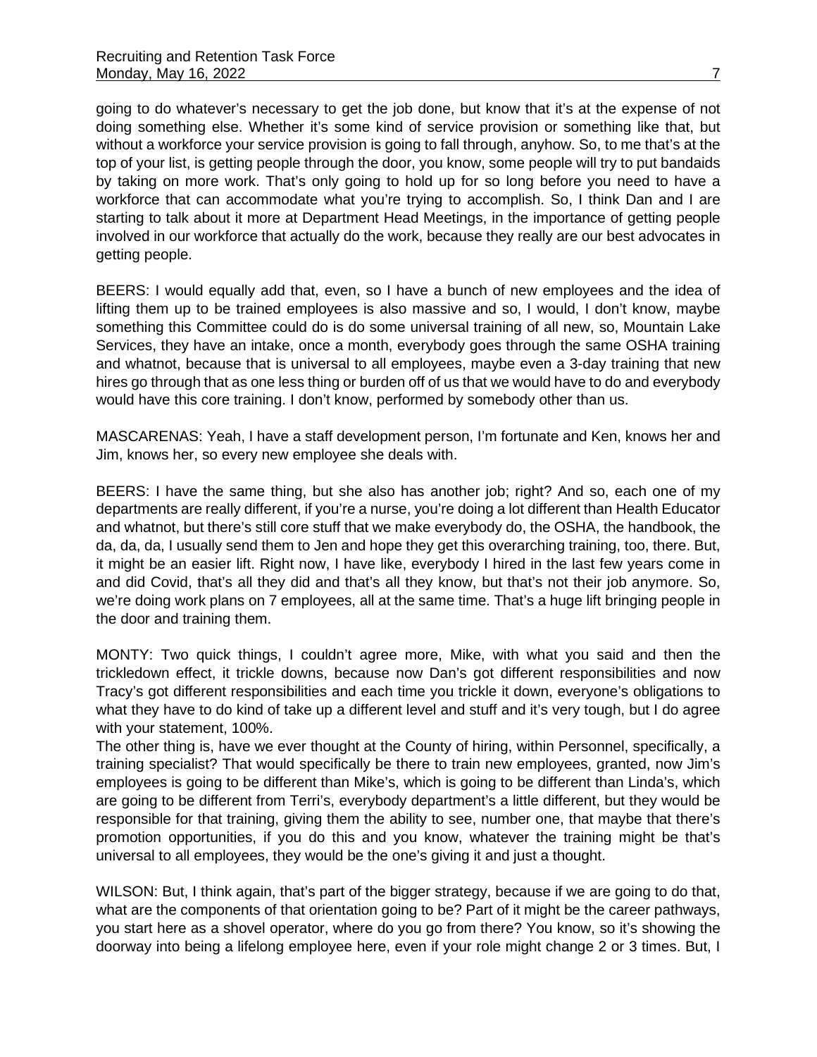going to do whatever's necessary to get the job done, but know that it's at the expense of not doing something else. Whether it's some kind of service provision or something like that, but without a workforce your service provision is going to fall through, anyhow. So, to me that's at the top of your list, is getting people through the door, you know, some people will try to put bandaids by taking on more work. That's only going to hold up for so long before you need to have a workforce that can accommodate what you're trying to accomplish. So, I think Dan and I are starting to talk about it more at Department Head Meetings, in the importance of getting people involved in our workforce that actually do the work, because they really are our best advocates in getting people.

BEERS: I would equally add that, even, so I have a bunch of new employees and the idea of lifting them up to be trained employees is also massive and so, I would, I don't know, maybe something this Committee could do is do some universal training of all new, so, Mountain Lake Services, they have an intake, once a month, everybody goes through the same OSHA training and whatnot, because that is universal to all employees, maybe even a 3-day training that new hires go through that as one less thing or burden off of us that we would have to do and everybody would have this core training. I don't know, performed by somebody other than us.

MASCARENAS: Yeah, I have a staff development person, I'm fortunate and Ken, knows her and Jim, knows her, so every new employee she deals with.

BEERS: I have the same thing, but she also has another job; right? And so, each one of my departments are really different, if you're a nurse, you're doing a lot different than Health Educator and whatnot, but there's still core stuff that we make everybody do, the OSHA, the handbook, the da, da, da, I usually send them to Jen and hope they get this overarching training, too, there. But, it might be an easier lift. Right now, I have like, everybody I hired in the last few years come in and did Covid, that's all they did and that's all they know, but that's not their job anymore. So, we're doing work plans on 7 employees, all at the same time. That's a huge lift bringing people in the door and training them.

MONTY: Two quick things, I couldn't agree more, Mike, with what you said and then the trickledown effect, it trickle downs, because now Dan's got different responsibilities and now Tracy's got different responsibilities and each time you trickle it down, everyone's obligations to what they have to do kind of take up a different level and stuff and it's very tough, but I do agree with your statement, 100%.
The other thing is, have we ever thought at the County of hiring, within Personnel, specifically, a training specialist? That would specifically be there to train new employees, granted, now Jim's employees is going to be different than Mike's, which is going to be different than Linda's, which are going to be different from Terri's, everybody department's a little different, but they would be responsible for that training, giving them the ability to see, number one, that maybe that there's promotion opportunities, if you do this and you know, whatever the training might be that's universal to all employees, they would be the one's giving it and just a thought.

WILSON: But, I think again, that's part of the bigger strategy, because if we are going to do that, what are the components of that orientation going to be? Part of it might be the career pathways, you start here as a shovel operator, where do you go from there? You know, so it's showing the doorway into being a lifelong employee here, even if your role might change 2 or 3 times. But, I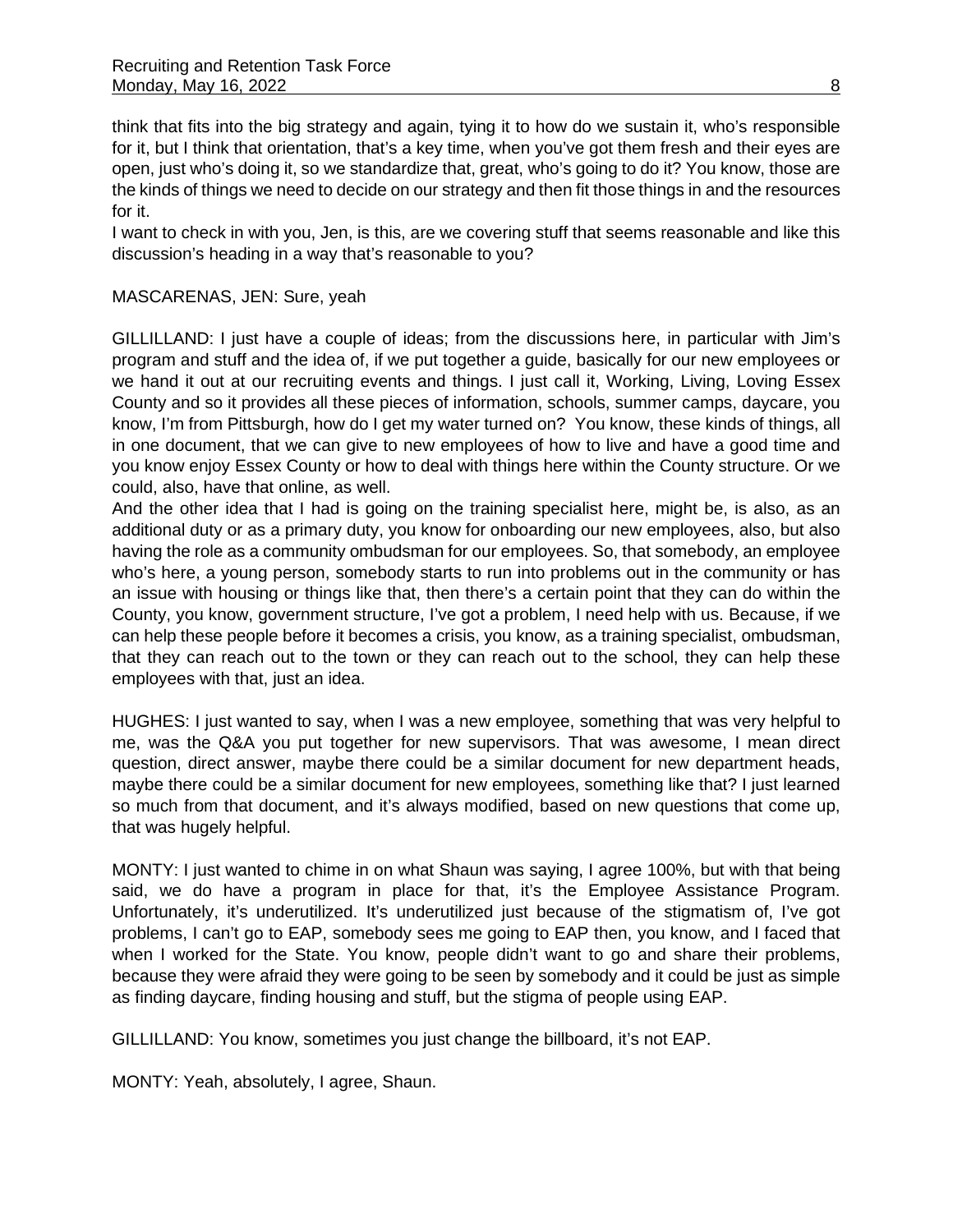think that fits into the big strategy and again, tying it to how do we sustain it, who's responsible for it, but I think that orientation, that's a key time, when you've got them fresh and their eyes are open, just who's doing it, so we standardize that, great, who's going to do it? You know, those are the kinds of things we need to decide on our strategy and then fit those things in and the resources for it.

I want to check in with you, Jen, is this, are we covering stuff that seems reasonable and like this discussion's heading in a way that's reasonable to you?

MASCARENAS, JEN: Sure, yeah

GILLILLAND: I just have a couple of ideas; from the discussions here, in particular with Jim's program and stuff and the idea of, if we put together a guide, basically for our new employees or we hand it out at our recruiting events and things. I just call it, Working, Living, Loving Essex County and so it provides all these pieces of information, schools, summer camps, daycare, you know, I'm from Pittsburgh, how do I get my water turned on? You know, these kinds of things, all in one document, that we can give to new employees of how to live and have a good time and you know enjoy Essex County or how to deal with things here within the County structure. Or we could, also, have that online, as well.

And the other idea that I had is going on the training specialist here, might be, is also, as an additional duty or as a primary duty, you know for onboarding our new employees, also, but also having the role as a community ombudsman for our employees. So, that somebody, an employee who's here, a young person, somebody starts to run into problems out in the community or has an issue with housing or things like that, then there's a certain point that they can do within the County, you know, government structure, I've got a problem, I need help with us. Because, if we can help these people before it becomes a crisis, you know, as a training specialist, ombudsman, that they can reach out to the town or they can reach out to the school, they can help these employees with that, just an idea.

HUGHES: I just wanted to say, when I was a new employee, something that was very helpful to me, was the Q&A you put together for new supervisors. That was awesome, I mean direct question, direct answer, maybe there could be a similar document for new department heads, maybe there could be a similar document for new employees, something like that? I just learned so much from that document, and it's always modified, based on new questions that come up, that was hugely helpful.

MONTY: I just wanted to chime in on what Shaun was saying, I agree 100%, but with that being said, we do have a program in place for that, it's the Employee Assistance Program. Unfortunately, it's underutilized. It's underutilized just because of the stigmatism of, I've got problems, I can't go to EAP, somebody sees me going to EAP then, you know, and I faced that when I worked for the State. You know, people didn't want to go and share their problems, because they were afraid they were going to be seen by somebody and it could be just as simple as finding daycare, finding housing and stuff, but the stigma of people using EAP.

GILLILLAND: You know, sometimes you just change the billboard, it's not EAP.

MONTY: Yeah, absolutely, I agree, Shaun.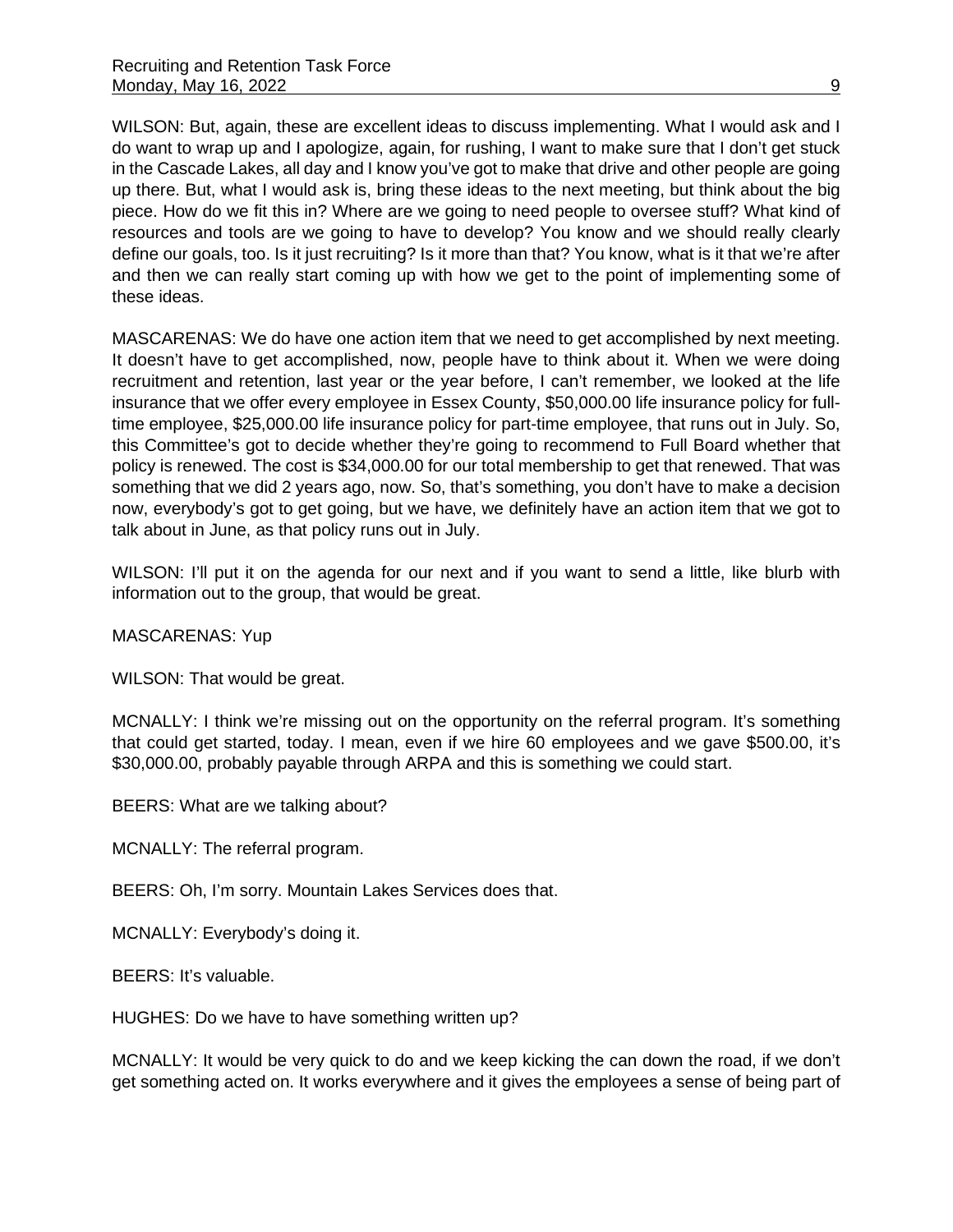WILSON: But, again, these are excellent ideas to discuss implementing. What I would ask and I do want to wrap up and I apologize, again, for rushing, I want to make sure that I don't get stuck in the Cascade Lakes, all day and I know you've got to make that drive and other people are going up there. But, what I would ask is, bring these ideas to the next meeting, but think about the big piece. How do we fit this in? Where are we going to need people to oversee stuff? What kind of resources and tools are we going to have to develop? You know and we should really clearly define our goals, too. Is it just recruiting? Is it more than that? You know, what is it that we're after and then we can really start coming up with how we get to the point of implementing some of these ideas.

MASCARENAS: We do have one action item that we need to get accomplished by next meeting. It doesn't have to get accomplished, now, people have to think about it. When we were doing recruitment and retention, last year or the year before, I can't remember, we looked at the life insurance that we offer every employee in Essex County, $50,000.00 life insurance policy for full-time employee, $25,000.00 life insurance policy for part-time employee, that runs out in July. So, this Committee's got to decide whether they're going to recommend to Full Board whether that policy is renewed. The cost is $34,000.00 for our total membership to get that renewed. That was something that we did 2 years ago, now. So, that's something, you don't have to make a decision now, everybody's got to get going, but we have, we definitely have an action item that we got to talk about in June, as that policy runs out in July.

WILSON: I'll put it on the agenda for our next and if you want to send a little, like blurb with information out to the group, that would be great.

MASCARENAS: Yup

WILSON: That would be great.

MCNALLY: I think we're missing out on the opportunity on the referral program. It's something that could get started, today. I mean, even if we hire 60 employees and we gave $500.00, it's $30,000.00, probably payable through ARPA and this is something we could start.

BEERS: What are we talking about?

MCNALLY: The referral program.

BEERS: Oh, I'm sorry. Mountain Lakes Services does that.

MCNALLY: Everybody's doing it.

BEERS: It's valuable.

HUGHES: Do we have to have something written up?

MCNALLY: It would be very quick to do and we keep kicking the can down the road, if we don't get something acted on. It works everywhere and it gives the employees a sense of being part of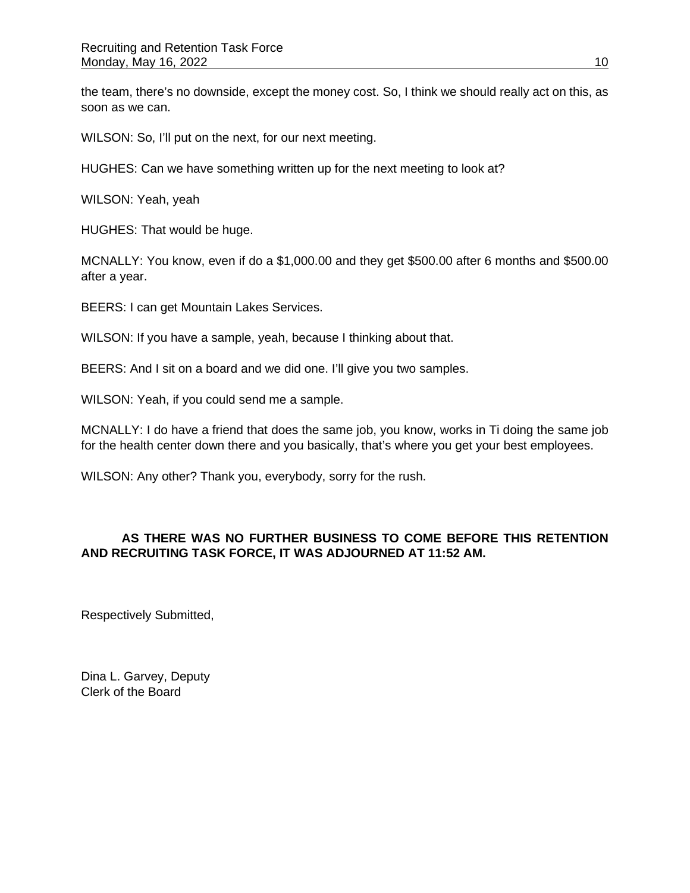the team, there's no downside, except the money cost. So, I think we should really act on this, as soon as we can.

WILSON: So, I'll put on the next, for our next meeting.

HUGHES: Can we have something written up for the next meeting to look at?

WILSON: Yeah, yeah

HUGHES: That would be huge.

MCNALLY: You know, even if do a $1,000.00 and they get $500.00 after 6 months and $500.00 after a year.

BEERS: I can get Mountain Lakes Services.

WILSON: If you have a sample, yeah, because I thinking about that.

BEERS: And I sit on a board and we did one. I'll give you two samples.

WILSON: Yeah, if you could send me a sample.

MCNALLY: I do have a friend that does the same job, you know, works in Ti doing the same job for the health center down there and you basically, that's where you get your best employees.

WILSON: Any other? Thank you, everybody, sorry for the rush.

**AS THERE WAS NO FURTHER BUSINESS TO COME BEFORE THIS RETENTION AND RECRUITING TASK FORCE, IT WAS ADJOURNED AT 11:52 AM.**

Respectively Submitted,

Dina L. Garvey, Deputy
Clerk of the Board